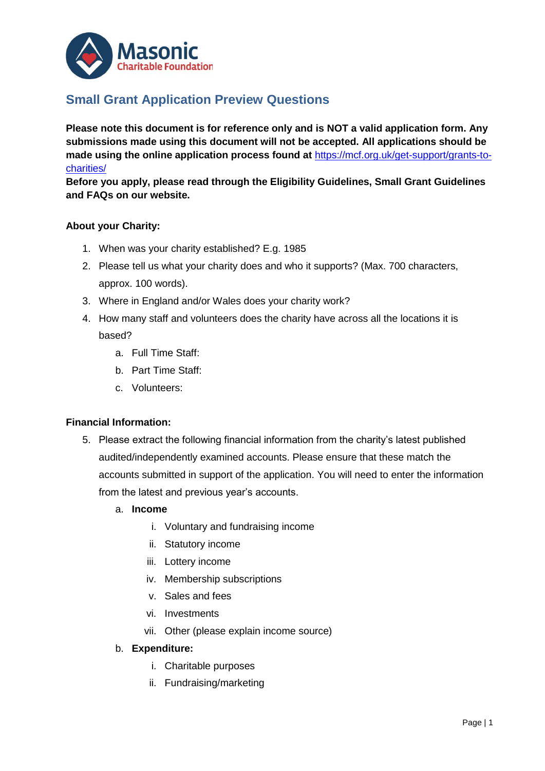Masonic Charitable Foundation

## Small Grant Application Preview Questions

**Please note this document is for reference only and is NOT a valid application form. Any submissions made using this document will not be accepted. All applications should be made using the online application process found at [https://mcf.org.uk/get-support/grants-to-charities/](https://mcf.org.uk/get-support/grants-to-charities/)**
**Before you apply, please read through the Eligibility Guidelines, Small Grant Guidelines and FAQs on our website.**

**About your Charity:**

1. When was your charity established? E.g. 1985
2. Please tell us what your charity does and who it supports? (Max. 700 characters, approx. 100 words).
3. Where in England and/or Wales does your charity work?
4. How many staff and volunteers does the charity have across all the locations it is based?
   a. Full Time Staff:
   b. Part Time Staff:
   c. Volunteers:

**Financial Information:**

5. Please extract the following financial information from the charity's latest published audited/independently examined accounts. Please ensure that these match the accounts submitted in support of the application. You will need to enter the information from the latest and previous year's accounts.
   a. **Income**
      i. Voluntary and fundraising income
      ii. Statutory income
      iii. Lottery income
      iv. Membership subscriptions
      v. Sales and fees
      vi. Investments
      vii. Other (please explain income source)
   b. **Expenditure:**
      i. Charitable purposes
      ii. Fundraising/marketing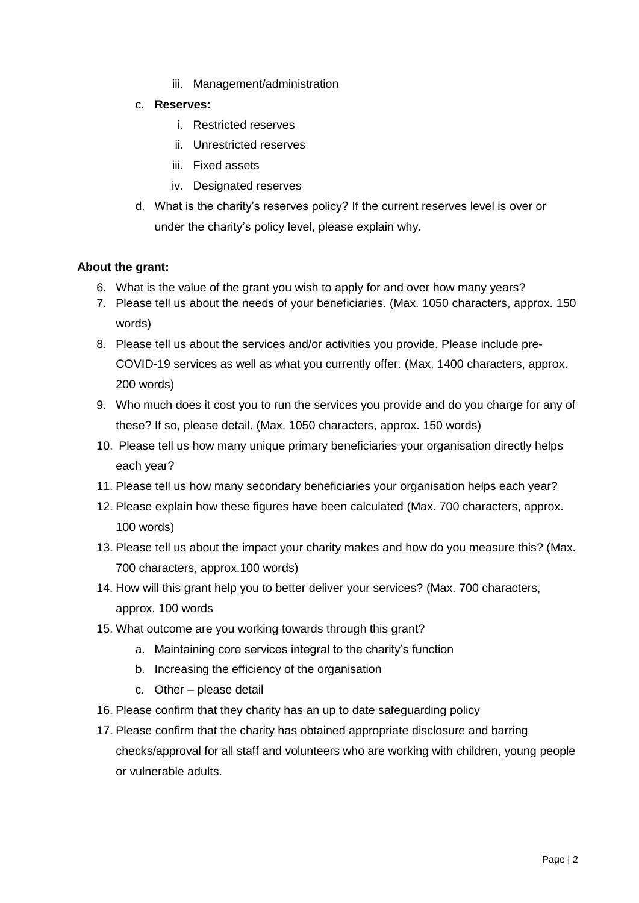iii. Management/administration

c. **Reserves:**
   i. Restricted reserves
   ii. Unrestricted reserves
   iii. Fixed assets
   iv. Designated reserves

d. What is the charity's reserves policy? If the current reserves level is over or under the charity's policy level, please explain why.

**About the grant:**

6. What is the value of the grant you wish to apply for and over how many years?
7. Please tell us about the needs of your beneficiaries. (Max. 1050 characters, approx. 150 words)
8. Please tell us about the services and/or activities you provide. Please include pre-COVID-19 services as well as what you currently offer. (Max. 1400 characters, approx. 200 words)
9. Who much does it cost you to run the services you provide and do you charge for any of these? If so, please detail. (Max. 1050 characters, approx. 150 words)
10. Please tell us how many unique primary beneficiaries your organisation directly helps each year?
11. Please tell us how many secondary beneficiaries your organisation helps each year?
12. Please explain how these figures have been calculated (Max. 700 characters, approx. 100 words)
13. Please tell us about the impact your charity makes and how do you measure this? (Max. 700 characters, approx.100 words)
14. How will this grant help you to better deliver your services? (Max. 700 characters, approx. 100 words
15. What outcome are you working towards through this grant?
    a. Maintaining core services integral to the charity's function
    b. Increasing the efficiency of the organisation
    c. Other – please detail
16. Please confirm that they charity has an up to date safeguarding policy
17. Please confirm that the charity has obtained appropriate disclosure and barring checks/approval for all staff and volunteers who are working with children, young people or vulnerable adults.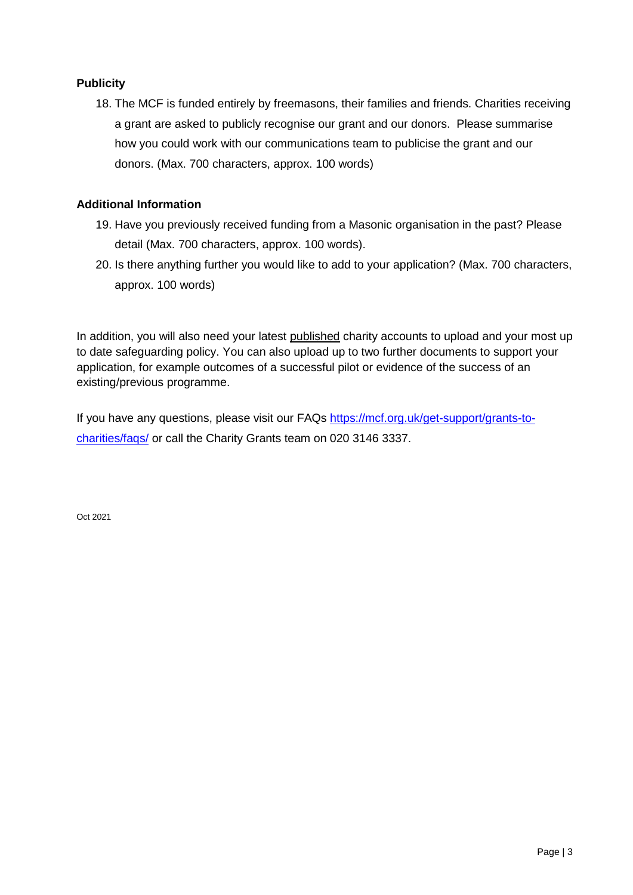**Publicity**

18. The MCF is funded entirely by freemasons, their families and friends. Charities receiving a grant are asked to publicly recognise our grant and our donors. Please summarise how you could work with our communications team to publicise the grant and our donors. (Max. 700 characters, approx. 100 words)

**Additional Information**

19. Have you previously received funding from a Masonic organisation in the past? Please detail (Max. 700 characters, approx. 100 words).
20. Is there anything further you would like to add to your application? (Max. 700 characters, approx. 100 words)

In addition, you will also need your latest published charity accounts to upload and your most up to date safeguarding policy. You can also upload up to two further documents to support your application, for example outcomes of a successful pilot or evidence of the success of an existing/previous programme.

If you have any questions, please visit our FAQs [https://mcf.org.uk/get-support/grants-to-charities/faqs/](https://mcf.org.uk/get-support/grants-to-charities/faqs/) or call the Charity Grants team on 020 3146 3337.

Oct 2021